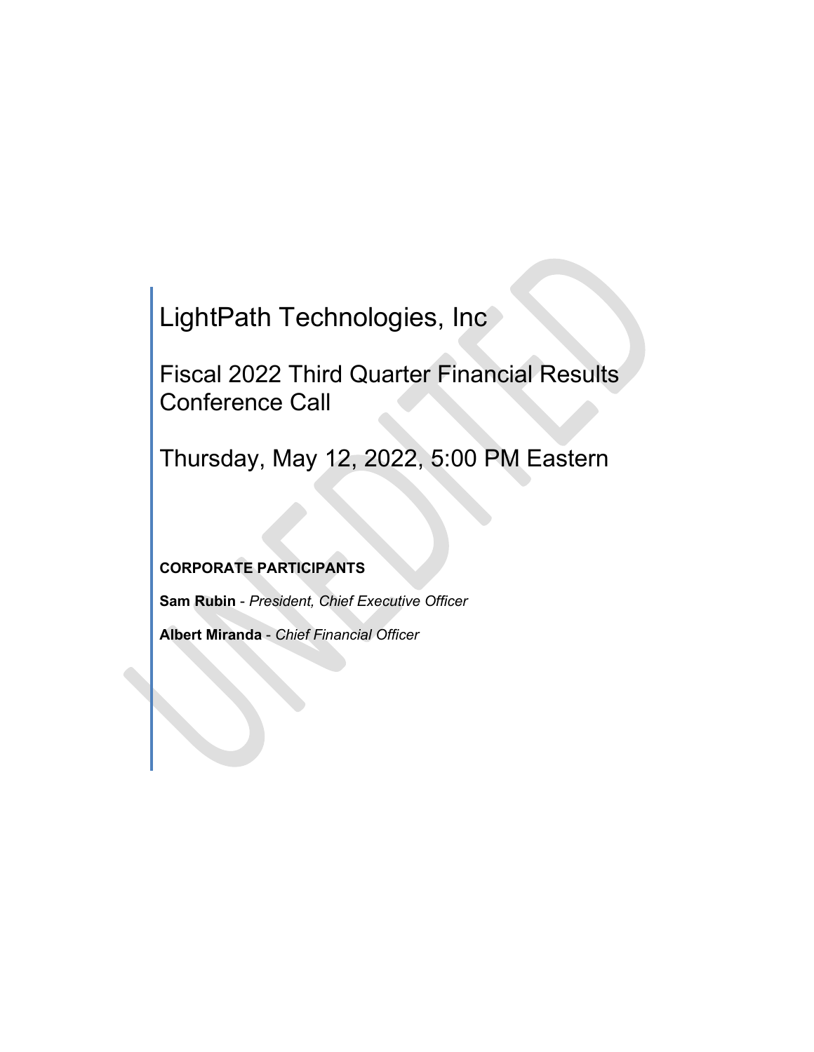# LightPath Technologies, Inc

## Fiscal 2022 Third Quarter Financial Results Conference Call

## Thursday, May 12, 2022, 5:00 PM Eastern

**CORPORATE PARTICIPANTS**

**Sam Rubin** - *President, Chief Executive Officer*

**Albert Miranda** - *Chief Financial Officer*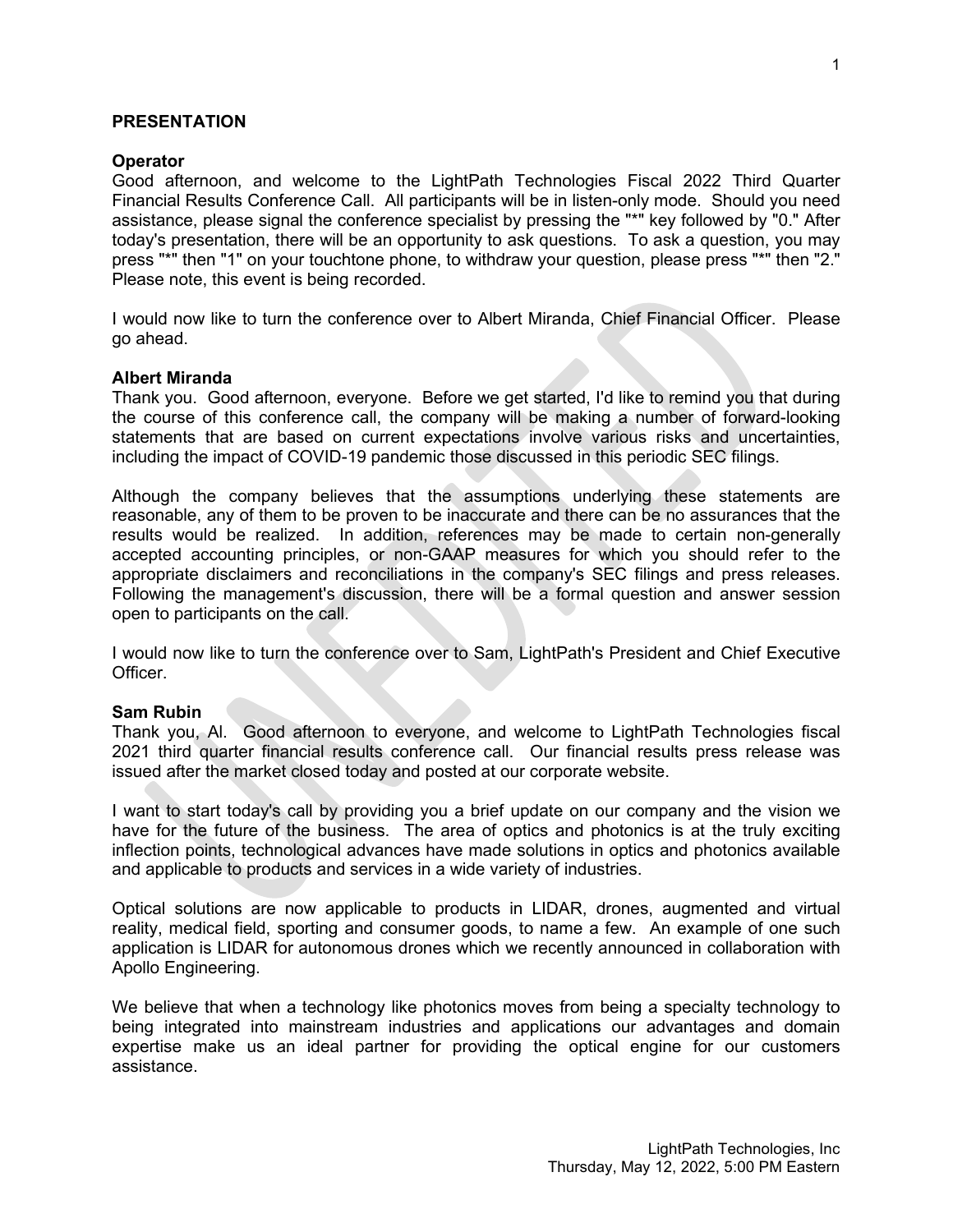## PRESENTATION

**Operator**
Good afternoon, and welcome to the LightPath Technologies Fiscal 2022 Third Quarter Financial Results Conference Call. All participants will be in listen-only mode. Should you need assistance, please signal the conference specialist by pressing the "*" key followed by "0." After today's presentation, there will be an opportunity to ask questions. To ask a question, you may press "*" then "1" on your touchtone phone, to withdraw your question, please press "*" then "2." Please note, this event is being recorded.

I would now like to turn the conference over to Albert Miranda, Chief Financial Officer. Please go ahead.

**Albert Miranda**
Thank you. Good afternoon, everyone. Before we get started, I'd like to remind you that during the course of this conference call, the company will be making a number of forward-looking statements that are based on current expectations involve various risks and uncertainties, including the impact of COVID-19 pandemic those discussed in this periodic SEC filings.

Although the company believes that the assumptions underlying these statements are reasonable, any of them to be proven to be inaccurate and there can be no assurances that the results would be realized. In addition, references may be made to certain non-generally accepted accounting principles, or non-GAAP measures for which you should refer to the appropriate disclaimers and reconciliations in the company's SEC filings and press releases. Following the management's discussion, there will be a formal question and answer session open to participants on the call.

I would now like to turn the conference over to Sam, LightPath's President and Chief Executive Officer.

**Sam Rubin**
Thank you, Al. Good afternoon to everyone, and welcome to LightPath Technologies fiscal 2021 third quarter financial results conference call. Our financial results press release was issued after the market closed today and posted at our corporate website.

I want to start today's call by providing you a brief update on our company and the vision we have for the future of the business. The area of optics and photonics is at the truly exciting inflection points, technological advances have made solutions in optics and photonics available and applicable to products and services in a wide variety of industries.

Optical solutions are now applicable to products in LIDAR, drones, augmented and virtual reality, medical field, sporting and consumer goods, to name a few. An example of one such application is LIDAR for autonomous drones which we recently announced in collaboration with Apollo Engineering.

We believe that when a technology like photonics moves from being a specialty technology to being integrated into mainstream industries and applications our advantages and domain expertise make us an ideal partner for providing the optical engine for our customers assistance.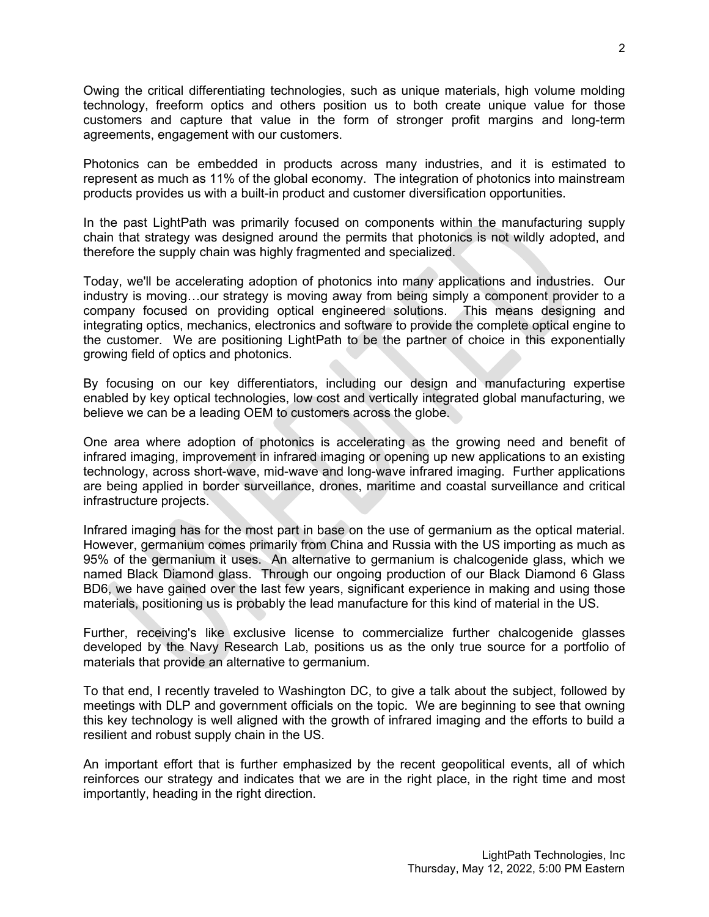Owing the critical differentiating technologies, such as unique materials, high volume molding technology, freeform optics and others position us to both create unique value for those customers and capture that value in the form of stronger profit margins and long-term agreements, engagement with our customers.

Photonics can be embedded in products across many industries, and it is estimated to represent as much as 11% of the global economy. The integration of photonics into mainstream products provides us with a built-in product and customer diversification opportunities.

In the past LightPath was primarily focused on components within the manufacturing supply chain that strategy was designed around the permits that photonics is not wildly adopted, and therefore the supply chain was highly fragmented and specialized.

Today, we'll be accelerating adoption of photonics into many applications and industries. Our industry is moving…our strategy is moving away from being simply a component provider to a company focused on providing optical engineered solutions. This means designing and integrating optics, mechanics, electronics and software to provide the complete optical engine to the customer. We are positioning LightPath to be the partner of choice in this exponentially growing field of optics and photonics.

By focusing on our key differentiators, including our design and manufacturing expertise enabled by key optical technologies, low cost and vertically integrated global manufacturing, we believe we can be a leading OEM to customers across the globe.

One area where adoption of photonics is accelerating as the growing need and benefit of infrared imaging, improvement in infrared imaging or opening up new applications to an existing technology, across short-wave, mid-wave and long-wave infrared imaging. Further applications are being applied in border surveillance, drones, maritime and coastal surveillance and critical infrastructure projects.

Infrared imaging has for the most part in base on the use of germanium as the optical material. However, germanium comes primarily from China and Russia with the US importing as much as 95% of the germanium it uses. An alternative to germanium is chalcogenide glass, which we named Black Diamond glass. Through our ongoing production of our Black Diamond 6 Glass BD6, we have gained over the last few years, significant experience in making and using those materials, positioning us is probably the lead manufacture for this kind of material in the US.

Further, receiving's like exclusive license to commercialize further chalcogenide glasses developed by the Navy Research Lab, positions us as the only true source for a portfolio of materials that provide an alternative to germanium.

To that end, I recently traveled to Washington DC, to give a talk about the subject, followed by meetings with DLP and government officials on the topic. We are beginning to see that owning this key technology is well aligned with the growth of infrared imaging and the efforts to build a resilient and robust supply chain in the US.

An important effort that is further emphasized by the recent geopolitical events, all of which reinforces our strategy and indicates that we are in the right place, in the right time and most importantly, heading in the right direction.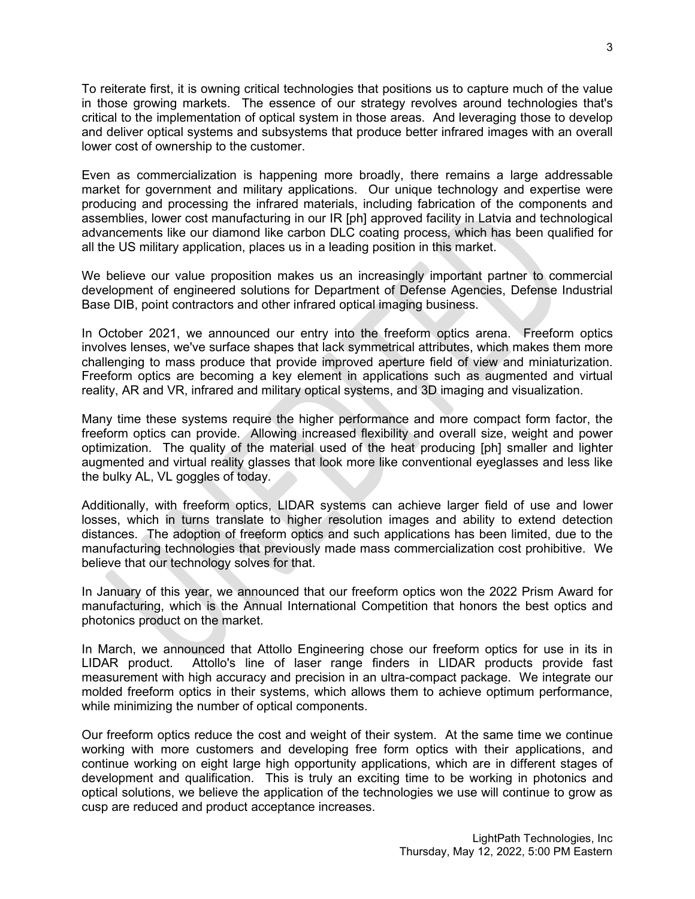To reiterate first, it is owning critical technologies that positions us to capture much of the value in those growing markets. The essence of our strategy revolves around technologies that's critical to the implementation of optical system in those areas. And leveraging those to develop and deliver optical systems and subsystems that produce better infrared images with an overall lower cost of ownership to the customer.

Even as commercialization is happening more broadly, there remains a large addressable market for government and military applications. Our unique technology and expertise were producing and processing the infrared materials, including fabrication of the components and assemblies, lower cost manufacturing in our IR [ph] approved facility in Latvia and technological advancements like our diamond like carbon DLC coating process, which has been qualified for all the US military application, places us in a leading position in this market.

We believe our value proposition makes us an increasingly important partner to commercial development of engineered solutions for Department of Defense Agencies, Defense Industrial Base DIB, point contractors and other infrared optical imaging business.

In October 2021, we announced our entry into the freeform optics arena. Freeform optics involves lenses, we've surface shapes that lack symmetrical attributes, which makes them more challenging to mass produce that provide improved aperture field of view and miniaturization. Freeform optics are becoming a key element in applications such as augmented and virtual reality, AR and VR, infrared and military optical systems, and 3D imaging and visualization.

Many time these systems require the higher performance and more compact form factor, the freeform optics can provide. Allowing increased flexibility and overall size, weight and power optimization. The quality of the material used of the heat producing [ph] smaller and lighter augmented and virtual reality glasses that look more like conventional eyeglasses and less like the bulky AL, VL goggles of today.

Additionally, with freeform optics, LIDAR systems can achieve larger field of use and lower losses, which in turns translate to higher resolution images and ability to extend detection distances. The adoption of freeform optics and such applications has been limited, due to the manufacturing technologies that previously made mass commercialization cost prohibitive. We believe that our technology solves for that.

In January of this year, we announced that our freeform optics won the 2022 Prism Award for manufacturing, which is the Annual International Competition that honors the best optics and photonics product on the market.

In March, we announced that Attollo Engineering chose our freeform optics for use in its in LIDAR product. Attollo's line of laser range finders in LIDAR products provide fast measurement with high accuracy and precision in an ultra-compact package. We integrate our molded freeform optics in their systems, which allows them to achieve optimum performance, while minimizing the number of optical components.

Our freeform optics reduce the cost and weight of their system. At the same time we continue working with more customers and developing free form optics with their applications, and continue working on eight large high opportunity applications, which are in different stages of development and qualification. This is truly an exciting time to be working in photonics and optical solutions, we believe the application of the technologies we use will continue to grow as cusp are reduced and product acceptance increases.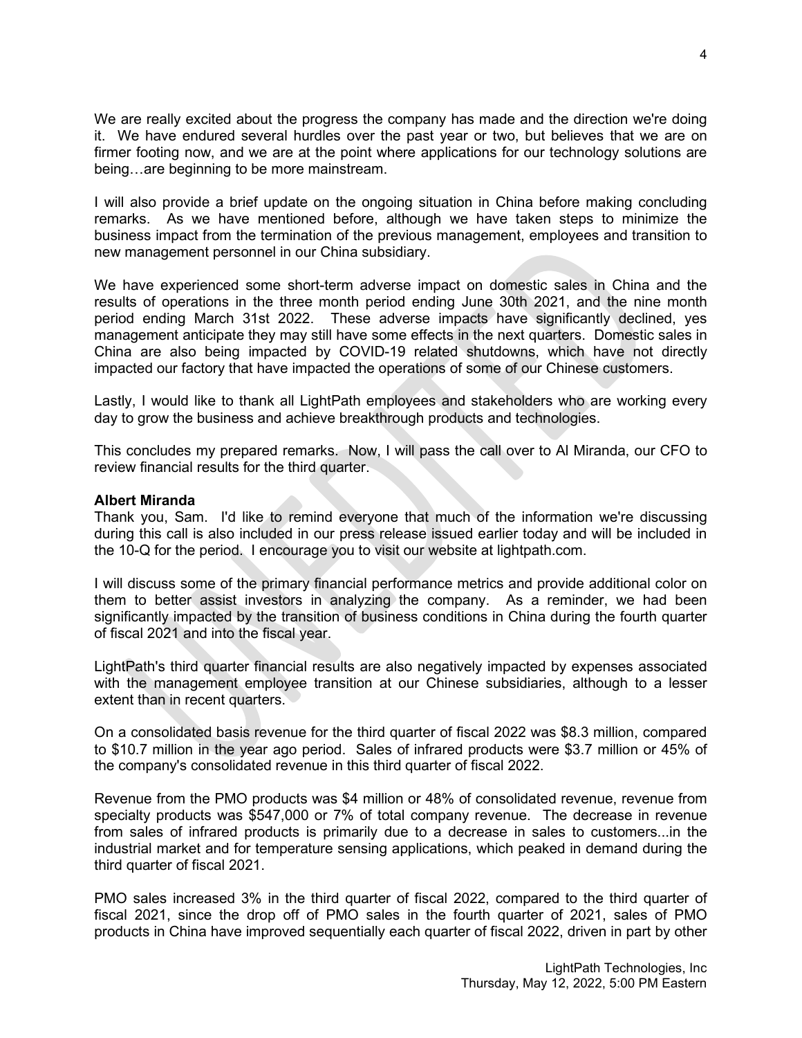We are really excited about the progress the company has made and the direction we're doing it. We have endured several hurdles over the past year or two, but believes that we are on firmer footing now, and we are at the point where applications for our technology solutions are being…are beginning to be more mainstream.

I will also provide a brief update on the ongoing situation in China before making concluding remarks. As we have mentioned before, although we have taken steps to minimize the business impact from the termination of the previous management, employees and transition to new management personnel in our China subsidiary.

We have experienced some short-term adverse impact on domestic sales in China and the results of operations in the three month period ending June 30th 2021, and the nine month period ending March 31st 2022. These adverse impacts have significantly declined, yes management anticipate they may still have some effects in the next quarters. Domestic sales in China are also being impacted by COVID-19 related shutdowns, which have not directly impacted our factory that have impacted the operations of some of our Chinese customers.

Lastly, I would like to thank all LightPath employees and stakeholders who are working every day to grow the business and achieve breakthrough products and technologies.

This concludes my prepared remarks. Now, I will pass the call over to Al Miranda, our CFO to review financial results for the third quarter.

**Albert Miranda**
Thank you, Sam. I'd like to remind everyone that much of the information we're discussing during this call is also included in our press release issued earlier today and will be included in the 10-Q for the period. I encourage you to visit our website at lightpath.com.

I will discuss some of the primary financial performance metrics and provide additional color on them to better assist investors in analyzing the company. As a reminder, we had been significantly impacted by the transition of business conditions in China during the fourth quarter of fiscal 2021 and into the fiscal year.

LightPath's third quarter financial results are also negatively impacted by expenses associated with the management employee transition at our Chinese subsidiaries, although to a lesser extent than in recent quarters.

On a consolidated basis revenue for the third quarter of fiscal 2022 was $8.3 million, compared to $10.7 million in the year ago period. Sales of infrared products were $3.7 million or 45% of the company's consolidated revenue in this third quarter of fiscal 2022.

Revenue from the PMO products was $4 million or 48% of consolidated revenue, revenue from specialty products was $547,000 or 7% of total company revenue. The decrease in revenue from sales of infrared products is primarily due to a decrease in sales to customers...in the industrial market and for temperature sensing applications, which peaked in demand during the third quarter of fiscal 2021.

PMO sales increased 3% in the third quarter of fiscal 2022, compared to the third quarter of fiscal 2021, since the drop off of PMO sales in the fourth quarter of 2021, sales of PMO products in China have improved sequentially each quarter of fiscal 2022, driven in part by other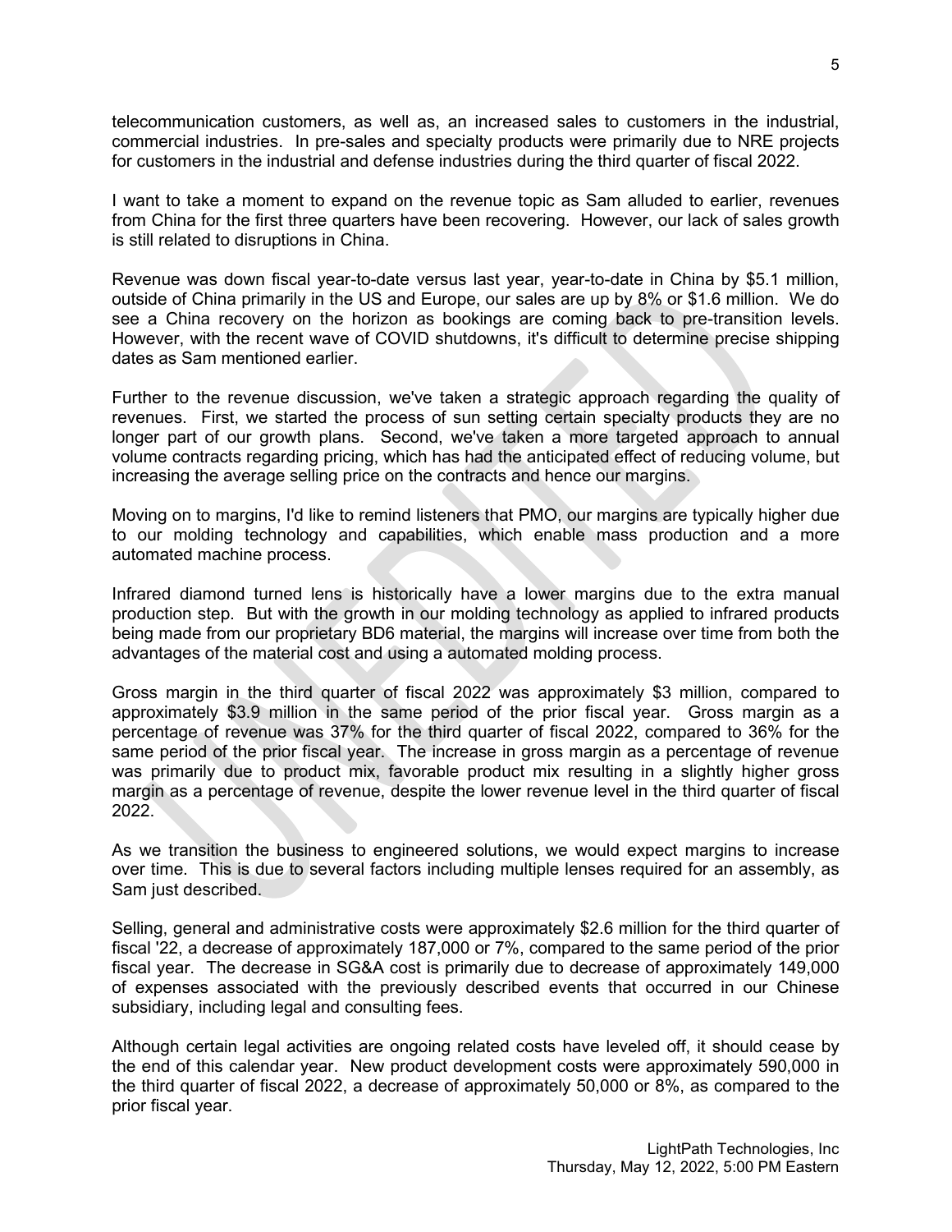telecommunication customers, as well as, an increased sales to customers in the industrial, commercial industries. In pre-sales and specialty products were primarily due to NRE projects for customers in the industrial and defense industries during the third quarter of fiscal 2022.

I want to take a moment to expand on the revenue topic as Sam alluded to earlier, revenues from China for the first three quarters have been recovering. However, our lack of sales growth is still related to disruptions in China.

Revenue was down fiscal year-to-date versus last year, year-to-date in China by $5.1 million, outside of China primarily in the US and Europe, our sales are up by 8% or $1.6 million. We do see a China recovery on the horizon as bookings are coming back to pre-transition levels. However, with the recent wave of COVID shutdowns, it's difficult to determine precise shipping dates as Sam mentioned earlier.

Further to the revenue discussion, we've taken a strategic approach regarding the quality of revenues. First, we started the process of sun setting certain specialty products they are no longer part of our growth plans. Second, we've taken a more targeted approach to annual volume contracts regarding pricing, which has had the anticipated effect of reducing volume, but increasing the average selling price on the contracts and hence our margins.

Moving on to margins, I'd like to remind listeners that PMO, our margins are typically higher due to our molding technology and capabilities, which enable mass production and a more automated machine process.

Infrared diamond turned lens is historically have a lower margins due to the extra manual production step. But with the growth in our molding technology as applied to infrared products being made from our proprietary BD6 material, the margins will increase over time from both the advantages of the material cost and using a automated molding process.

Gross margin in the third quarter of fiscal 2022 was approximately $3 million, compared to approximately $3.9 million in the same period of the prior fiscal year. Gross margin as a percentage of revenue was 37% for the third quarter of fiscal 2022, compared to 36% for the same period of the prior fiscal year. The increase in gross margin as a percentage of revenue was primarily due to product mix, favorable product mix resulting in a slightly higher gross margin as a percentage of revenue, despite the lower revenue level in the third quarter of fiscal 2022.

As we transition the business to engineered solutions, we would expect margins to increase over time. This is due to several factors including multiple lenses required for an assembly, as Sam just described.

Selling, general and administrative costs were approximately $2.6 million for the third quarter of fiscal '22, a decrease of approximately 187,000 or 7%, compared to the same period of the prior fiscal year. The decrease in SG&A cost is primarily due to decrease of approximately 149,000 of expenses associated with the previously described events that occurred in our Chinese subsidiary, including legal and consulting fees.

Although certain legal activities are ongoing related costs have leveled off, it should cease by the end of this calendar year. New product development costs were approximately 590,000 in the third quarter of fiscal 2022, a decrease of approximately 50,000 or 8%, as compared to the prior fiscal year.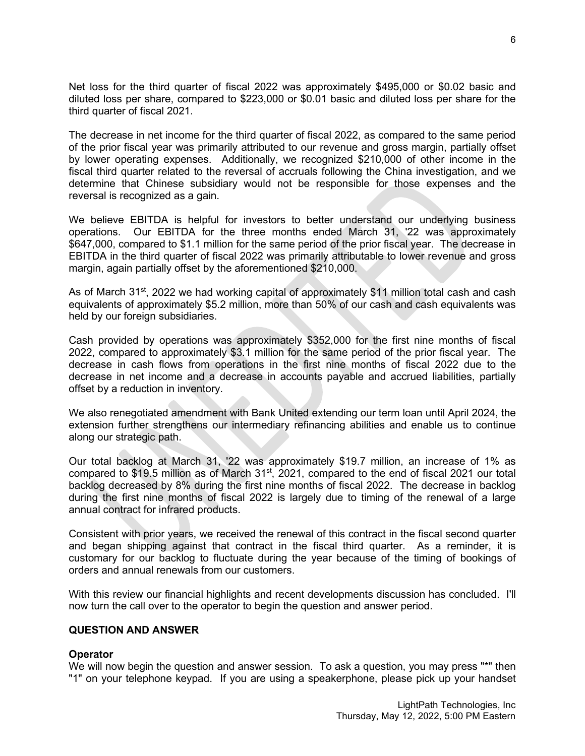Net loss for the third quarter of fiscal 2022 was approximately $495,000 or $0.02 basic and diluted loss per share, compared to $223,000 or $0.01 basic and diluted loss per share for the third quarter of fiscal 2021.

The decrease in net income for the third quarter of fiscal 2022, as compared to the same period of the prior fiscal year was primarily attributed to our revenue and gross margin, partially offset by lower operating expenses. Additionally, we recognized $210,000 of other income in the fiscal third quarter related to the reversal of accruals following the China investigation, and we determine that Chinese subsidiary would not be responsible for those expenses and the reversal is recognized as a gain.

We believe EBITDA is helpful for investors to better understand our underlying business operations. Our EBITDA for the three months ended March 31, '22 was approximately $647,000, compared to $1.1 million for the same period of the prior fiscal year. The decrease in EBITDA in the third quarter of fiscal 2022 was primarily attributable to lower revenue and gross margin, again partially offset by the aforementioned $210,000.

As of March 31st, 2022 we had working capital of approximately $11 million total cash and cash equivalents of approximately $5.2 million, more than 50% of our cash and cash equivalents was held by our foreign subsidiaries.

Cash provided by operations was approximately $352,000 for the first nine months of fiscal 2022, compared to approximately $3.1 million for the same period of the prior fiscal year. The decrease in cash flows from operations in the first nine months of fiscal 2022 due to the decrease in net income and a decrease in accounts payable and accrued liabilities, partially offset by a reduction in inventory.

We also renegotiated amendment with Bank United extending our term loan until April 2024, the extension further strengthens our intermediary refinancing abilities and enable us to continue along our strategic path.

Our total backlog at March 31, '22 was approximately $19.7 million, an increase of 1% as compared to $19.5 million as of March 31st, 2021, compared to the end of fiscal 2021 our total backlog decreased by 8% during the first nine months of fiscal 2022. The decrease in backlog during the first nine months of fiscal 2022 is largely due to timing of the renewal of a large annual contract for infrared products.

Consistent with prior years, we received the renewal of this contract in the fiscal second quarter and began shipping against that contract in the fiscal third quarter. As a reminder, it is customary for our backlog to fluctuate during the year because of the timing of bookings of orders and annual renewals from our customers.

With this review our financial highlights and recent developments discussion has concluded. I'll now turn the call over to the operator to begin the question and answer period.

**QUESTION AND ANSWER**

**Operator**
We will now begin the question and answer session. To ask a question, you may press "*" then "1" on your telephone keypad. If you are using a speakerphone, please pick up your handset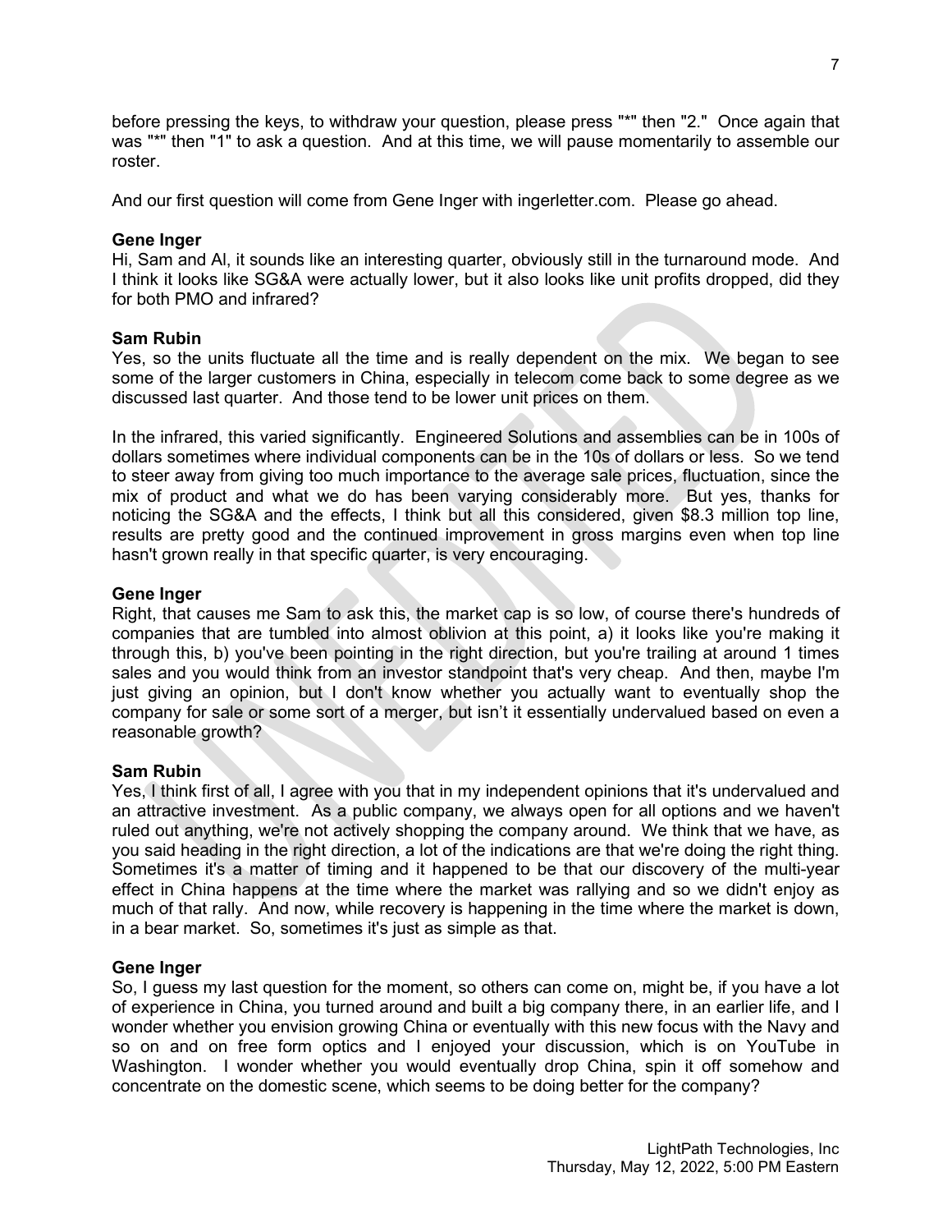before pressing the keys, to withdraw your question, please press "*" then "2." Once again that was "*" then "1" to ask a question. And at this time, we will pause momentarily to assemble our roster.

And our first question will come from Gene Inger with ingerletter.com. Please go ahead.

**Gene Inger**
Hi, Sam and Al, it sounds like an interesting quarter, obviously still in the turnaround mode. And I think it looks like SG&A were actually lower, but it also looks like unit profits dropped, did they for both PMO and infrared?

**Sam Rubin**
Yes, so the units fluctuate all the time and is really dependent on the mix. We began to see some of the larger customers in China, especially in telecom come back to some degree as we discussed last quarter. And those tend to be lower unit prices on them.

In the infrared, this varied significantly. Engineered Solutions and assemblies can be in 100s of dollars sometimes where individual components can be in the 10s of dollars or less. So we tend to steer away from giving too much importance to the average sale prices, fluctuation, since the mix of product and what we do has been varying considerably more. But yes, thanks for noticing the SG&A and the effects, I think but all this considered, given $8.3 million top line, results are pretty good and the continued improvement in gross margins even when top line hasn't grown really in that specific quarter, is very encouraging.

**Gene Inger**
Right, that causes me Sam to ask this, the market cap is so low, of course there's hundreds of companies that are tumbled into almost oblivion at this point, a) it looks like you're making it through this, b) you've been pointing in the right direction, but you're trailing at around 1 times sales and you would think from an investor standpoint that's very cheap. And then, maybe I'm just giving an opinion, but I don't know whether you actually want to eventually shop the company for sale or some sort of a merger, but isn't it essentially undervalued based on even a reasonable growth?

**Sam Rubin**
Yes, I think first of all, I agree with you that in my independent opinions that it's undervalued and an attractive investment. As a public company, we always open for all options and we haven't ruled out anything, we're not actively shopping the company around. We think that we have, as you said heading in the right direction, a lot of the indications are that we're doing the right thing. Sometimes it's a matter of timing and it happened to be that our discovery of the multi-year effect in China happens at the time where the market was rallying and so we didn't enjoy as much of that rally. And now, while recovery is happening in the time where the market is down, in a bear market. So, sometimes it's just as simple as that.

**Gene Inger**
So, I guess my last question for the moment, so others can come on, might be, if you have a lot of experience in China, you turned around and built a big company there, in an earlier life, and I wonder whether you envision growing China or eventually with this new focus with the Navy and so on and on free form optics and I enjoyed your discussion, which is on YouTube in Washington. I wonder whether you would eventually drop China, spin it off somehow and concentrate on the domestic scene, which seems to be doing better for the company?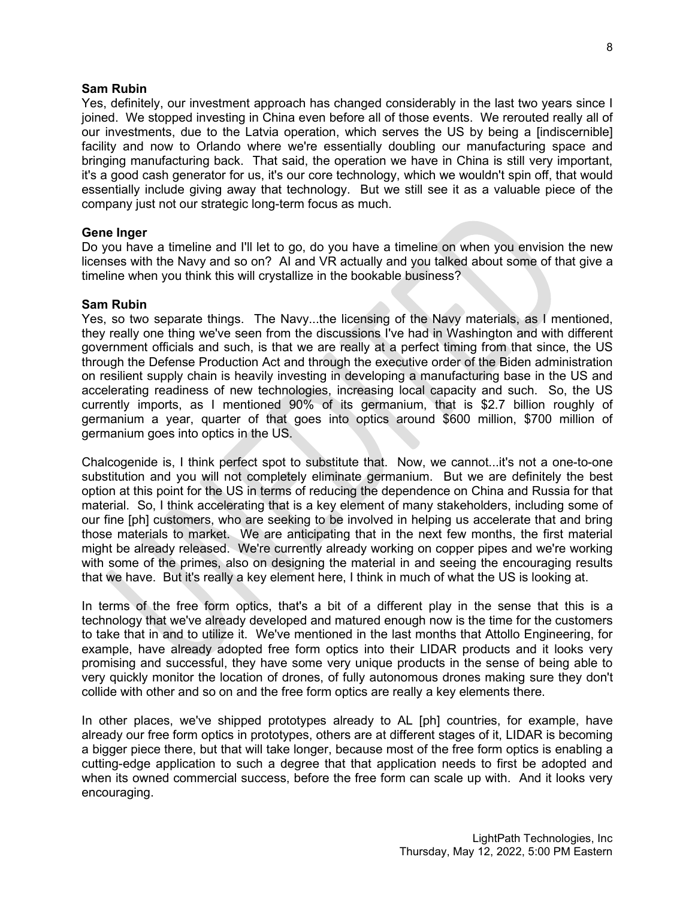**Sam Rubin**
Yes, definitely, our investment approach has changed considerably in the last two years since I joined. We stopped investing in China even before all of those events. We rerouted really all of our investments, due to the Latvia operation, which serves the US by being a [indiscernible] facility and now to Orlando where we're essentially doubling our manufacturing space and bringing manufacturing back. That said, the operation we have in China is still very important, it's a good cash generator for us, it's our core technology, which we wouldn't spin off, that would essentially include giving away that technology. But we still see it as a valuable piece of the company just not our strategic long-term focus as much.

**Gene Inger**
Do you have a timeline and I'll let to go, do you have a timeline on when you envision the new licenses with the Navy and so on? AI and VR actually and you talked about some of that give a timeline when you think this will crystallize in the bookable business?

**Sam Rubin**
Yes, so two separate things. The Navy...the licensing of the Navy materials, as I mentioned, they really one thing we've seen from the discussions I've had in Washington and with different government officials and such, is that we are really at a perfect timing from that since, the US through the Defense Production Act and through the executive order of the Biden administration on resilient supply chain is heavily investing in developing a manufacturing base in the US and accelerating readiness of new technologies, increasing local capacity and such. So, the US currently imports, as I mentioned 90% of its germanium, that is $2.7 billion roughly of germanium a year, quarter of that goes into optics around $600 million, $700 million of germanium goes into optics in the US.

Chalcogenide is, I think perfect spot to substitute that. Now, we cannot...it's not a one-to-one substitution and you will not completely eliminate germanium. But we are definitely the best option at this point for the US in terms of reducing the dependence on China and Russia for that material. So, I think accelerating that is a key element of many stakeholders, including some of our fine [ph] customers, who are seeking to be involved in helping us accelerate that and bring those materials to market. We are anticipating that in the next few months, the first material might be already released. We're currently already working on copper pipes and we're working with some of the primes, also on designing the material in and seeing the encouraging results that we have. But it's really a key element here, I think in much of what the US is looking at.

In terms of the free form optics, that's a bit of a different play in the sense that this is a technology that we've already developed and matured enough now is the time for the customers to take that in and to utilize it. We've mentioned in the last months that Attollo Engineering, for example, have already adopted free form optics into their LIDAR products and it looks very promising and successful, they have some very unique products in the sense of being able to very quickly monitor the location of drones, of fully autonomous drones making sure they don't collide with other and so on and the free form optics are really a key elements there.

In other places, we've shipped prototypes already to AL [ph] countries, for example, have already our free form optics in prototypes, others are at different stages of it, LIDAR is becoming a bigger piece there, but that will take longer, because most of the free form optics is enabling a cutting-edge application to such a degree that that application needs to first be adopted and when its owned commercial success, before the free form can scale up with. And it looks very encouraging.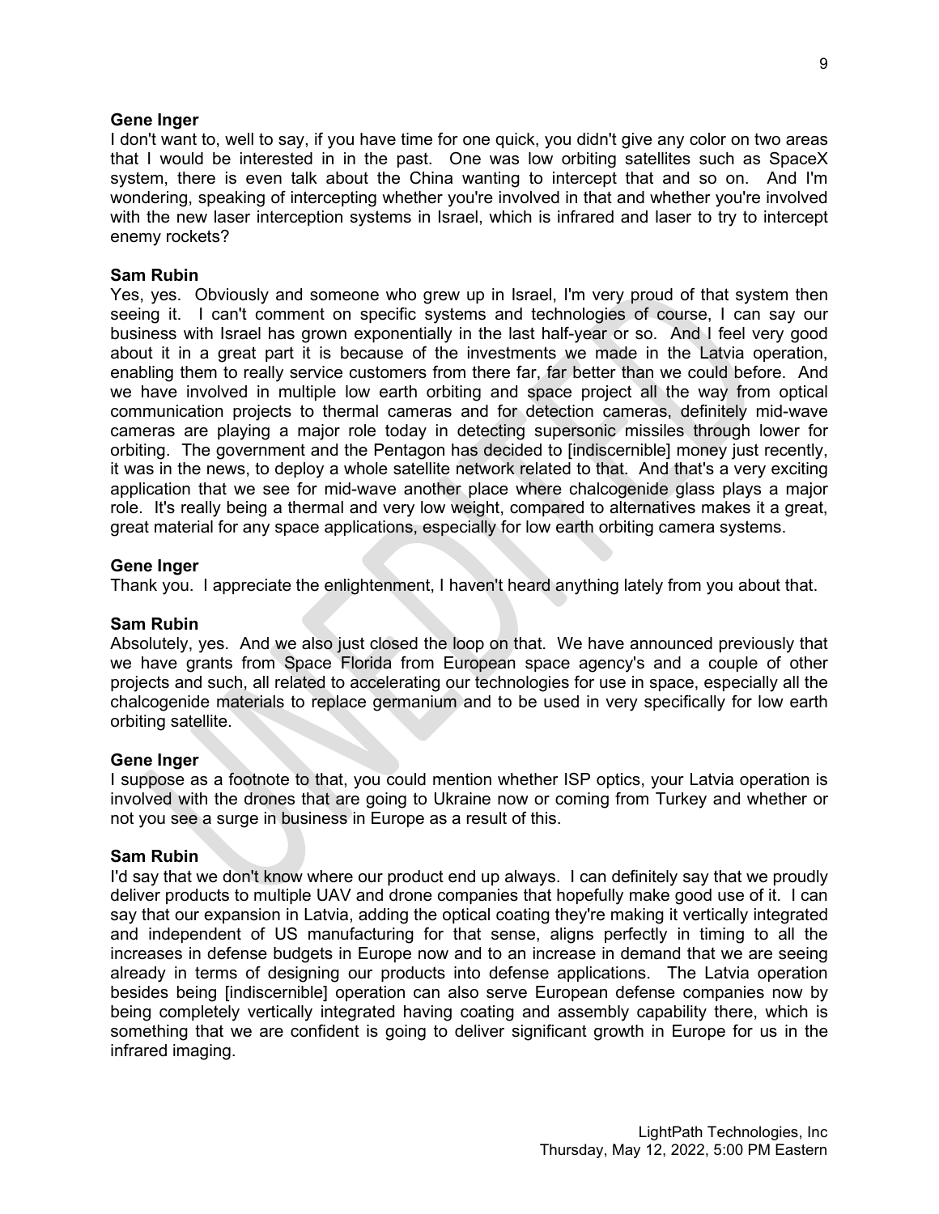**Gene Inger**
I don't want to, well to say, if you have time for one quick, you didn't give any color on two areas that I would be interested in in the past. One was low orbiting satellites such as SpaceX system, there is even talk about the China wanting to intercept that and so on. And I'm wondering, speaking of intercepting whether you're involved in that and whether you're involved with the new laser interception systems in Israel, which is infrared and laser to try to intercept enemy rockets?

**Sam Rubin**
Yes, yes. Obviously and someone who grew up in Israel, I'm very proud of that system then seeing it. I can't comment on specific systems and technologies of course, I can say our business with Israel has grown exponentially in the last half-year or so. And I feel very good about it in a great part it is because of the investments we made in the Latvia operation, enabling them to really service customers from there far, far better than we could before. And we have involved in multiple low earth orbiting and space project all the way from optical communication projects to thermal cameras and for detection cameras, definitely mid-wave cameras are playing a major role today in detecting supersonic missiles through lower for orbiting. The government and the Pentagon has decided to [indiscernible] money just recently, it was in the news, to deploy a whole satellite network related to that. And that's a very exciting application that we see for mid-wave another place where chalcogenide glass plays a major role. It's really being a thermal and very low weight, compared to alternatives makes it a great, great material for any space applications, especially for low earth orbiting camera systems.

**Gene Inger**
Thank you. I appreciate the enlightenment, I haven't heard anything lately from you about that.

**Sam Rubin**
Absolutely, yes. And we also just closed the loop on that. We have announced previously that we have grants from Space Florida from European space agency's and a couple of other projects and such, all related to accelerating our technologies for use in space, especially all the chalcogenide materials to replace germanium and to be used in very specifically for low earth orbiting satellite.

**Gene Inger**
I suppose as a footnote to that, you could mention whether ISP optics, your Latvia operation is involved with the drones that are going to Ukraine now or coming from Turkey and whether or not you see a surge in business in Europe as a result of this.

**Sam Rubin**
I'd say that we don't know where our product end up always. I can definitely say that we proudly deliver products to multiple UAV and drone companies that hopefully make good use of it. I can say that our expansion in Latvia, adding the optical coating they're making it vertically integrated and independent of US manufacturing for that sense, aligns perfectly in timing to all the increases in defense budgets in Europe now and to an increase in demand that we are seeing already in terms of designing our products into defense applications. The Latvia operation besides being [indiscernible] operation can also serve European defense companies now by being completely vertically integrated having coating and assembly capability there, which is something that we are confident is going to deliver significant growth in Europe for us in the infrared imaging.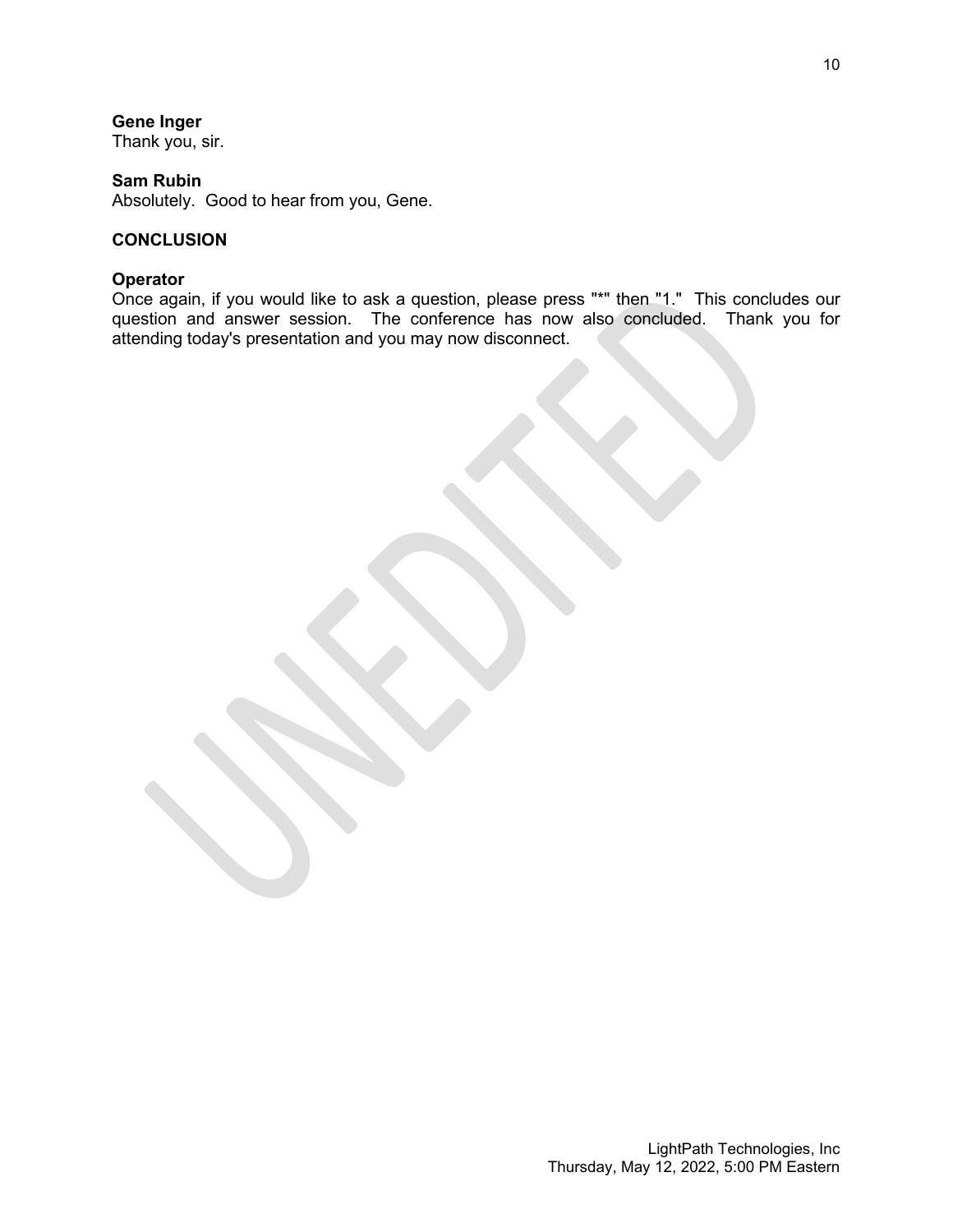**Gene Inger**
Thank you, sir.

**Sam Rubin**
Absolutely. Good to hear from you, Gene.

**CONCLUSION**

**Operator**
Once again, if you would like to ask a question, please press "*" then "1." This concludes our question and answer session. The conference has now also concluded. Thank you for attending today's presentation and you may now disconnect.